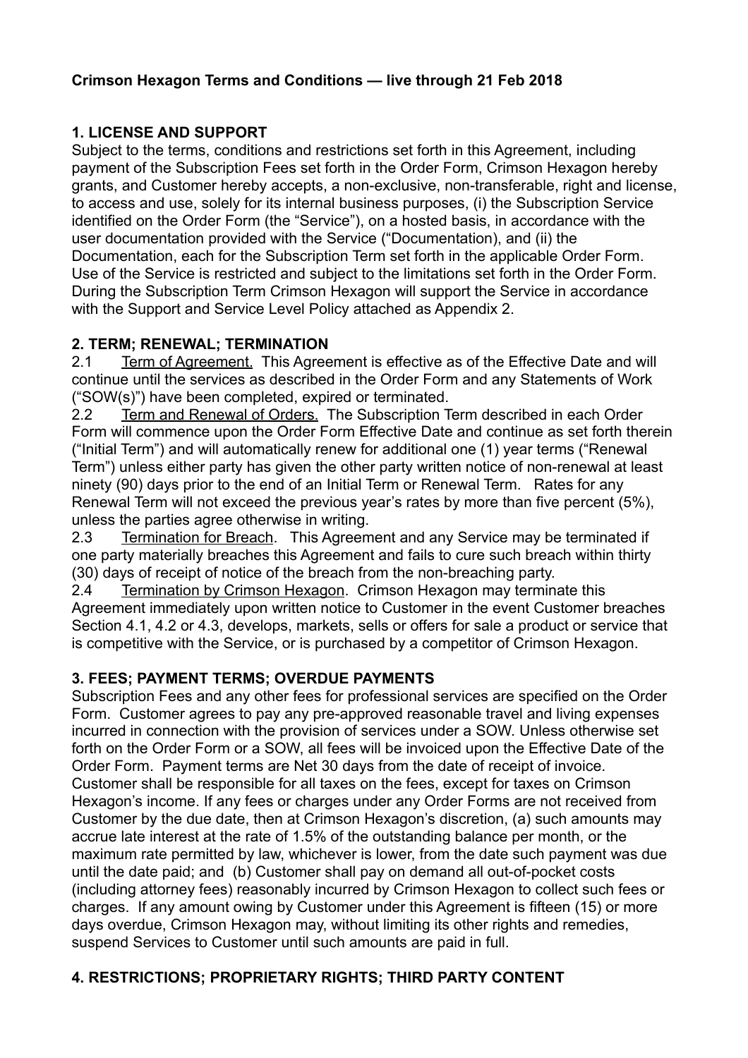**Crimson Hexagon Terms and Conditions — live through 21 Feb 2018**

**1. LICENSE AND SUPPORT**

Subject to the terms, conditions and restrictions set forth in this Agreement, including payment of the Subscription Fees set forth in the Order Form, Crimson Hexagon hereby grants, and Customer hereby accepts, a non-exclusive, non-transferable, right and license, to access and use, solely for its internal business purposes, (i) the Subscription Service identified on the Order Form (the "Service"), on a hosted basis, in accordance with the user documentation provided with the Service ("Documentation), and (ii) the Documentation, each for the Subscription Term set forth in the applicable Order Form. Use of the Service is restricted and subject to the limitations set forth in the Order Form. During the Subscription Term Crimson Hexagon will support the Service in accordance with the Support and Service Level Policy attached as Appendix 2.

**2. TERM; RENEWAL; TERMINATION**

2.1 Term of Agreement. This Agreement is effective as of the Effective Date and will continue until the services as described in the Order Form and any Statements of Work ("SOW(s)") have been completed, expired or terminated.

2.2 Term and Renewal of Orders. The Subscription Term described in each Order Form will commence upon the Order Form Effective Date and continue as set forth therein ("Initial Term") and will automatically renew for additional one (1) year terms ("Renewal Term") unless either party has given the other party written notice of non-renewal at least ninety (90) days prior to the end of an Initial Term or Renewal Term. Rates for any Renewal Term will not exceed the previous year's rates by more than five percent (5%), unless the parties agree otherwise in writing.

2.3 Termination for Breach. This Agreement and any Service may be terminated if one party materially breaches this Agreement and fails to cure such breach within thirty (30) days of receipt of notice of the breach from the non-breaching party.

2.4 Termination by Crimson Hexagon. Crimson Hexagon may terminate this Agreement immediately upon written notice to Customer in the event Customer breaches Section 4.1, 4.2 or 4.3, develops, markets, sells or offers for sale a product or service that is competitive with the Service, or is purchased by a competitor of Crimson Hexagon.

**3. FEES; PAYMENT TERMS; OVERDUE PAYMENTS**

Subscription Fees and any other fees for professional services are specified on the Order Form. Customer agrees to pay any pre-approved reasonable travel and living expenses incurred in connection with the provision of services under a SOW. Unless otherwise set forth on the Order Form or a SOW, all fees will be invoiced upon the Effective Date of the Order Form. Payment terms are Net 30 days from the date of receipt of invoice. Customer shall be responsible for all taxes on the fees, except for taxes on Crimson Hexagon's income. If any fees or charges under any Order Forms are not received from Customer by the due date, then at Crimson Hexagon's discretion, (a) such amounts may accrue late interest at the rate of 1.5% of the outstanding balance per month, or the maximum rate permitted by law, whichever is lower, from the date such payment was due until the date paid; and (b) Customer shall pay on demand all out-of-pocket costs (including attorney fees) reasonably incurred by Crimson Hexagon to collect such fees or charges. If any amount owing by Customer under this Agreement is fifteen (15) or more days overdue, Crimson Hexagon may, without limiting its other rights and remedies, suspend Services to Customer until such amounts are paid in full.

**4. RESTRICTIONS; PROPRIETARY RIGHTS; THIRD PARTY CONTENT**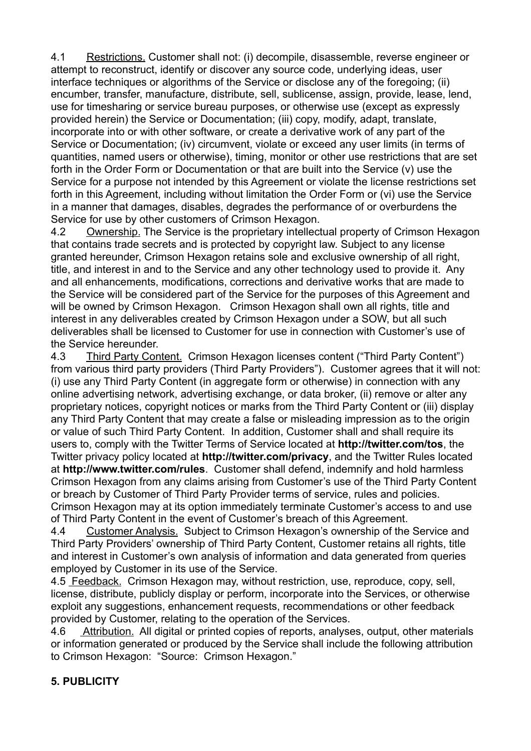4.1 Restrictions. Customer shall not: (i) decompile, disassemble, reverse engineer or attempt to reconstruct, identify or discover any source code, underlying ideas, user interface techniques or algorithms of the Service or disclose any of the foregoing; (ii) encumber, transfer, manufacture, distribute, sell, sublicense, assign, provide, lease, lend, use for timesharing or service bureau purposes, or otherwise use (except as expressly provided herein) the Service or Documentation; (iii) copy, modify, adapt, translate, incorporate into or with other software, or create a derivative work of any part of the Service or Documentation; (iv) circumvent, violate or exceed any user limits (in terms of quantities, named users or otherwise), timing, monitor or other use restrictions that are set forth in the Order Form or Documentation or that are built into the Service (v) use the Service for a purpose not intended by this Agreement or violate the license restrictions set forth in this Agreement, including without limitation the Order Form or (vi) use the Service in a manner that damages, disables, degrades the performance of or overburdens the Service for use by other customers of Crimson Hexagon.

4.2 Ownership. The Service is the proprietary intellectual property of Crimson Hexagon that contains trade secrets and is protected by copyright law. Subject to any license granted hereunder, Crimson Hexagon retains sole and exclusive ownership of all right, title, and interest in and to the Service and any other technology used to provide it. Any and all enhancements, modifications, corrections and derivative works that are made to the Service will be considered part of the Service for the purposes of this Agreement and will be owned by Crimson Hexagon. Crimson Hexagon shall own all rights, title and interest in any deliverables created by Crimson Hexagon under a SOW, but all such deliverables shall be licensed to Customer for use in connection with Customer's use of the Service hereunder.

4.3 Third Party Content. Crimson Hexagon licenses content ("Third Party Content") from various third party providers (Third Party Providers"). Customer agrees that it will not: (i) use any Third Party Content (in aggregate form or otherwise) in connection with any online advertising network, advertising exchange, or data broker, (ii) remove or alter any proprietary notices, copyright notices or marks from the Third Party Content or (iii) display any Third Party Content that may create a false or misleading impression as to the origin or value of such Third Party Content. In addition, Customer shall and shall require its users to, comply with the Twitter Terms of Service located at **http://twitter.com/tos**, the Twitter privacy policy located at **http://twitter.com/privacy**, and the Twitter Rules located at **http://www.twitter.com/rules**. Customer shall defend, indemnify and hold harmless Crimson Hexagon from any claims arising from Customer's use of the Third Party Content or breach by Customer of Third Party Provider terms of service, rules and policies. Crimson Hexagon may at its option immediately terminate Customer's access to and use of Third Party Content in the event of Customer's breach of this Agreement.

4.4 Customer Analysis. Subject to Crimson Hexagon's ownership of the Service and Third Party Providers' ownership of Third Party Content, Customer retains all rights, title and interest in Customer's own analysis of information and data generated from queries employed by Customer in its use of the Service.

4.5 Feedback. Crimson Hexagon may, without restriction, use, reproduce, copy, sell, license, distribute, publicly display or perform, incorporate into the Services, or otherwise exploit any suggestions, enhancement requests, recommendations or other feedback provided by Customer, relating to the operation of the Services.

4.6 Attribution. All digital or printed copies of reports, analyses, output, other materials or information generated or produced by the Service shall include the following attribution to Crimson Hexagon: "Source: Crimson Hexagon."

**5. PUBLICITY**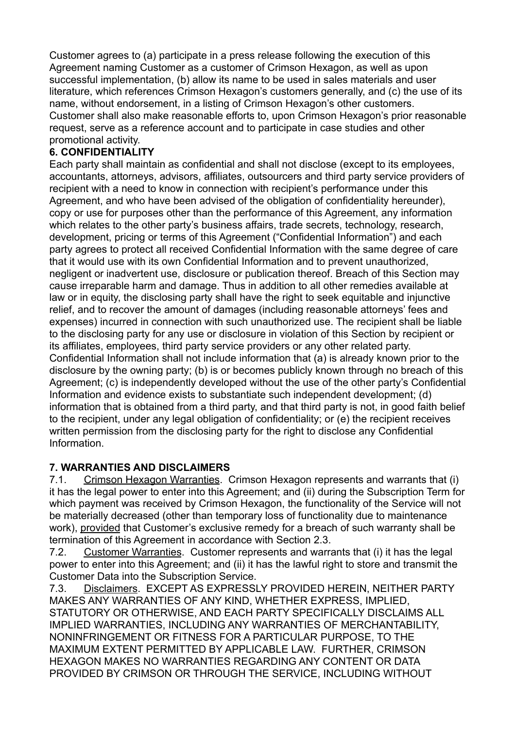Customer agrees to (a) participate in a press release following the execution of this Agreement naming Customer as a customer of Crimson Hexagon, as well as upon successful implementation, (b) allow its name to be used in sales materials and user literature, which references Crimson Hexagon's customers generally, and (c) the use of its name, without endorsement, in a listing of Crimson Hexagon's other customers. Customer shall also make reasonable efforts to, upon Crimson Hexagon's prior reasonable request, serve as a reference account and to participate in case studies and other promotional activity.

**6. CONFIDENTIALITY**

Each party shall maintain as confidential and shall not disclose (except to its employees, accountants, attorneys, advisors, affiliates, outsourcers and third party service providers of recipient with a need to know in connection with recipient's performance under this Agreement, and who have been advised of the obligation of confidentiality hereunder), copy or use for purposes other than the performance of this Agreement, any information which relates to the other party's business affairs, trade secrets, technology, research, development, pricing or terms of this Agreement ("Confidential Information") and each party agrees to protect all received Confidential Information with the same degree of care that it would use with its own Confidential Information and to prevent unauthorized, negligent or inadvertent use, disclosure or publication thereof. Breach of this Section may cause irreparable harm and damage. Thus in addition to all other remedies available at law or in equity, the disclosing party shall have the right to seek equitable and injunctive relief, and to recover the amount of damages (including reasonable attorneys' fees and expenses) incurred in connection with such unauthorized use. The recipient shall be liable to the disclosing party for any use or disclosure in violation of this Section by recipient or its affiliates, employees, third party service providers or any other related party. Confidential Information shall not include information that (a) is already known prior to the disclosure by the owning party; (b) is or becomes publicly known through no breach of this Agreement; (c) is independently developed without the use of the other party's Confidential Information and evidence exists to substantiate such independent development; (d) information that is obtained from a third party, and that third party is not, in good faith belief to the recipient, under any legal obligation of confidentiality; or (e) the recipient receives written permission from the disclosing party for the right to disclose any Confidential Information.

**7. WARRANTIES AND DISCLAIMERS**

7.1. Crimson Hexagon Warranties. Crimson Hexagon represents and warrants that (i) it has the legal power to enter into this Agreement; and (ii) during the Subscription Term for which payment was received by Crimson Hexagon, the functionality of the Service will not be materially decreased (other than temporary loss of functionality due to maintenance work), provided that Customer's exclusive remedy for a breach of such warranty shall be termination of this Agreement in accordance with Section 2.3.

7.2. Customer Warranties. Customer represents and warrants that (i) it has the legal power to enter into this Agreement; and (ii) it has the lawful right to store and transmit the Customer Data into the Subscription Service.

7.3. Disclaimers. EXCEPT AS EXPRESSLY PROVIDED HEREIN, NEITHER PARTY MAKES ANY WARRANTIES OF ANY KIND, WHETHER EXPRESS, IMPLIED, STATUTORY OR OTHERWISE, AND EACH PARTY SPECIFICALLY DISCLAIMS ALL IMPLIED WARRANTIES, INCLUDING ANY WARRANTIES OF MERCHANTABILITY, NONINFRINGEMENT OR FITNESS FOR A PARTICULAR PURPOSE, TO THE MAXIMUM EXTENT PERMITTED BY APPLICABLE LAW. FURTHER, CRIMSON HEXAGON MAKES NO WARRANTIES REGARDING ANY CONTENT OR DATA PROVIDED BY CRIMSON OR THROUGH THE SERVICE, INCLUDING WITHOUT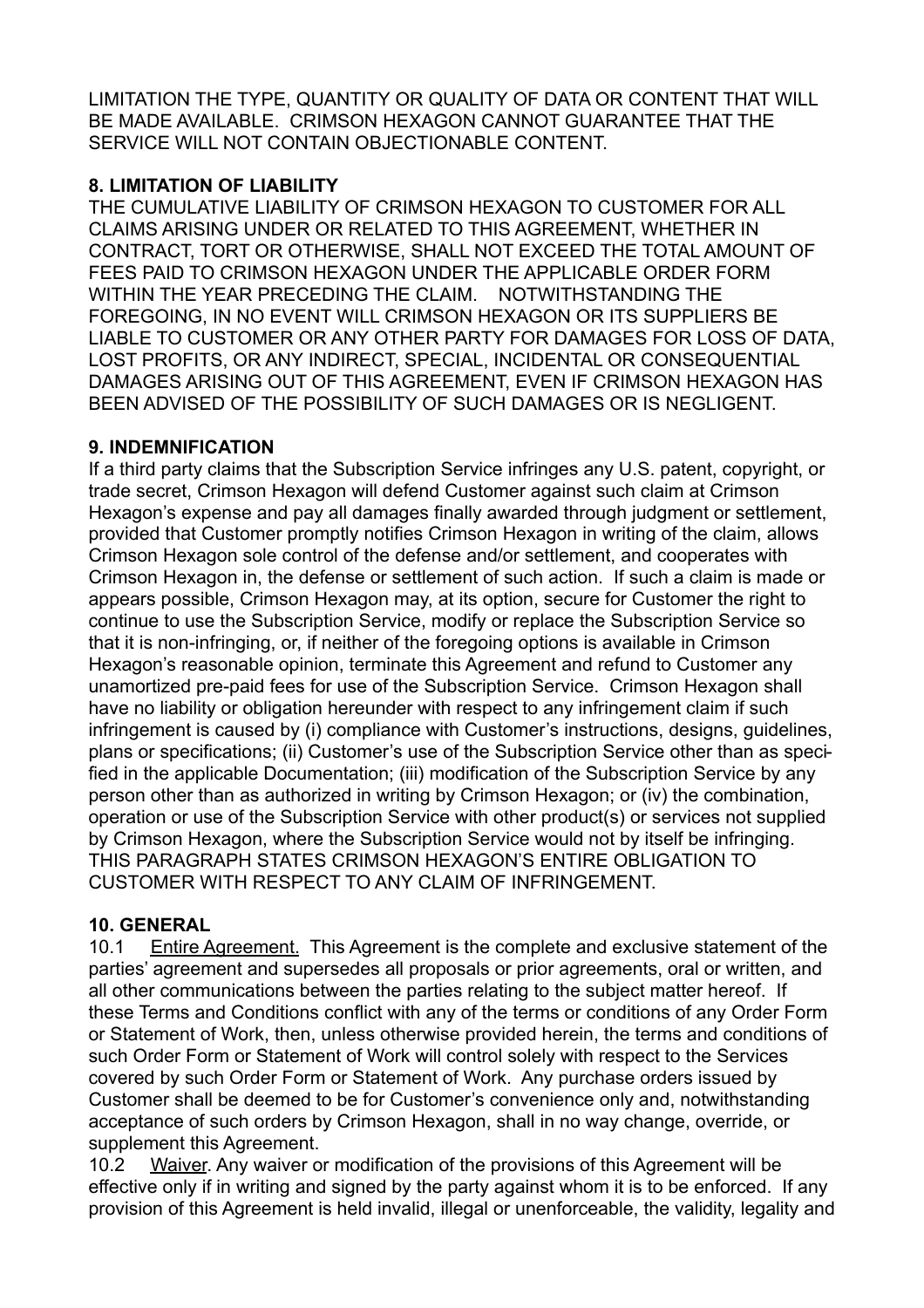LIMITATION THE TYPE, QUANTITY OR QUALITY OF DATA OR CONTENT THAT WILL BE MADE AVAILABLE. CRIMSON HEXAGON CANNOT GUARANTEE THAT THE SERVICE WILL NOT CONTAIN OBJECTIONABLE CONTENT.

**8. LIMITATION OF LIABILITY**

THE CUMULATIVE LIABILITY OF CRIMSON HEXAGON TO CUSTOMER FOR ALL CLAIMS ARISING UNDER OR RELATED TO THIS AGREEMENT, WHETHER IN CONTRACT, TORT OR OTHERWISE, SHALL NOT EXCEED THE TOTAL AMOUNT OF FEES PAID TO CRIMSON HEXAGON UNDER THE APPLICABLE ORDER FORM WITHIN THE YEAR PRECEDING THE CLAIM. NOTWITHSTANDING THE FOREGOING, IN NO EVENT WILL CRIMSON HEXAGON OR ITS SUPPLIERS BE LIABLE TO CUSTOMER OR ANY OTHER PARTY FOR DAMAGES FOR LOSS OF DATA, LOST PROFITS, OR ANY INDIRECT, SPECIAL, INCIDENTAL OR CONSEQUENTIAL DAMAGES ARISING OUT OF THIS AGREEMENT, EVEN IF CRIMSON HEXAGON HAS BEEN ADVISED OF THE POSSIBILITY OF SUCH DAMAGES OR IS NEGLIGENT.

**9. INDEMNIFICATION**

If a third party claims that the Subscription Service infringes any U.S. patent, copyright, or trade secret, Crimson Hexagon will defend Customer against such claim at Crimson Hexagon's expense and pay all damages finally awarded through judgment or settlement, provided that Customer promptly notifies Crimson Hexagon in writing of the claim, allows Crimson Hexagon sole control of the defense and/or settlement, and cooperates with Crimson Hexagon in, the defense or settlement of such action. If such a claim is made or appears possible, Crimson Hexagon may, at its option, secure for Customer the right to continue to use the Subscription Service, modify or replace the Subscription Service so that it is non-infringing, or, if neither of the foregoing options is available in Crimson Hexagon's reasonable opinion, terminate this Agreement and refund to Customer any unamortized pre-paid fees for use of the Subscription Service. Crimson Hexagon shall have no liability or obligation hereunder with respect to any infringement claim if such infringement is caused by (i) compliance with Customer's instructions, designs, guidelines, plans or specifications; (ii) Customer's use of the Subscription Service other than as specified in the applicable Documentation; (iii) modification of the Subscription Service by any person other than as authorized in writing by Crimson Hexagon; or (iv) the combination, operation or use of the Subscription Service with other product(s) or services not supplied by Crimson Hexagon, where the Subscription Service would not by itself be infringing. THIS PARAGRAPH STATES CRIMSON HEXAGON'S ENTIRE OBLIGATION TO CUSTOMER WITH RESPECT TO ANY CLAIM OF INFRINGEMENT.

**10. GENERAL**

10.1 Entire Agreement. This Agreement is the complete and exclusive statement of the parties' agreement and supersedes all proposals or prior agreements, oral or written, and all other communications between the parties relating to the subject matter hereof. If these Terms and Conditions conflict with any of the terms or conditions of any Order Form or Statement of Work, then, unless otherwise provided herein, the terms and conditions of such Order Form or Statement of Work will control solely with respect to the Services covered by such Order Form or Statement of Work. Any purchase orders issued by Customer shall be deemed to be for Customer's convenience only and, notwithstanding acceptance of such orders by Crimson Hexagon, shall in no way change, override, or supplement this Agreement.

10.2 Waiver. Any waiver or modification of the provisions of this Agreement will be effective only if in writing and signed by the party against whom it is to be enforced. If any provision of this Agreement is held invalid, illegal or unenforceable, the validity, legality and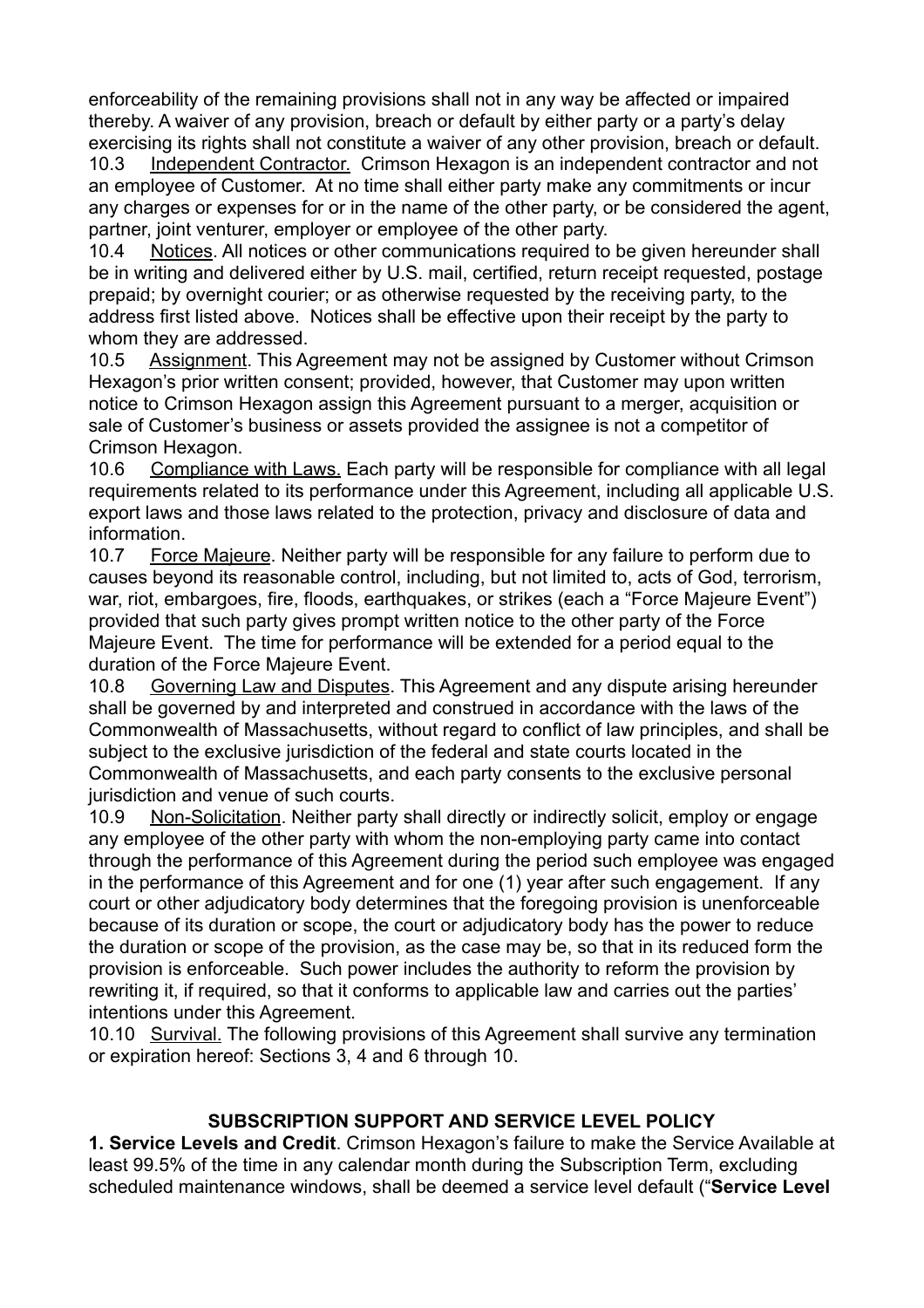enforceability of the remaining provisions shall not in any way be affected or impaired thereby. A waiver of any provision, breach or default by either party or a party's delay exercising its rights shall not constitute a waiver of any other provision, breach or default.

10.3 Independent Contractor. Crimson Hexagon is an independent contractor and not an employee of Customer. At no time shall either party make any commitments or incur any charges or expenses for or in the name of the other party, or be considered the agent, partner, joint venturer, employer or employee of the other party.

10.4 Notices. All notices or other communications required to be given hereunder shall be in writing and delivered either by U.S. mail, certified, return receipt requested, postage prepaid; by overnight courier; or as otherwise requested by the receiving party, to the address first listed above. Notices shall be effective upon their receipt by the party to whom they are addressed.

10.5 Assignment. This Agreement may not be assigned by Customer without Crimson Hexagon's prior written consent; provided, however, that Customer may upon written notice to Crimson Hexagon assign this Agreement pursuant to a merger, acquisition or sale of Customer's business or assets provided the assignee is not a competitor of Crimson Hexagon.

10.6 Compliance with Laws. Each party will be responsible for compliance with all legal requirements related to its performance under this Agreement, including all applicable U.S. export laws and those laws related to the protection, privacy and disclosure of data and information.

10.7 Force Majeure. Neither party will be responsible for any failure to perform due to causes beyond its reasonable control, including, but not limited to, acts of God, terrorism, war, riot, embargoes, fire, floods, earthquakes, or strikes (each a "Force Majeure Event") provided that such party gives prompt written notice to the other party of the Force Majeure Event. The time for performance will be extended for a period equal to the duration of the Force Majeure Event.

10.8 Governing Law and Disputes. This Agreement and any dispute arising hereunder shall be governed by and interpreted and construed in accordance with the laws of the Commonwealth of Massachusetts, without regard to conflict of law principles, and shall be subject to the exclusive jurisdiction of the federal and state courts located in the Commonwealth of Massachusetts, and each party consents to the exclusive personal jurisdiction and venue of such courts.

10.9 Non-Solicitation. Neither party shall directly or indirectly solicit, employ or engage any employee of the other party with whom the non-employing party came into contact through the performance of this Agreement during the period such employee was engaged in the performance of this Agreement and for one (1) year after such engagement. If any court or other adjudicatory body determines that the foregoing provision is unenforceable because of its duration or scope, the court or adjudicatory body has the power to reduce the duration or scope of the provision, as the case may be, so that in its reduced form the provision is enforceable. Such power includes the authority to reform the provision by rewriting it, if required, so that it conforms to applicable law and carries out the parties' intentions under this Agreement.

10.10 Survival. The following provisions of this Agreement shall survive any termination or expiration hereof: Sections 3, 4 and 6 through 10.

## SUBSCRIPTION SUPPORT AND SERVICE LEVEL POLICY

**1. Service Levels and Credit**. Crimson Hexagon's failure to make the Service Available at least 99.5% of the time in any calendar month during the Subscription Term, excluding scheduled maintenance windows, shall be deemed a service level default ("**Service Level**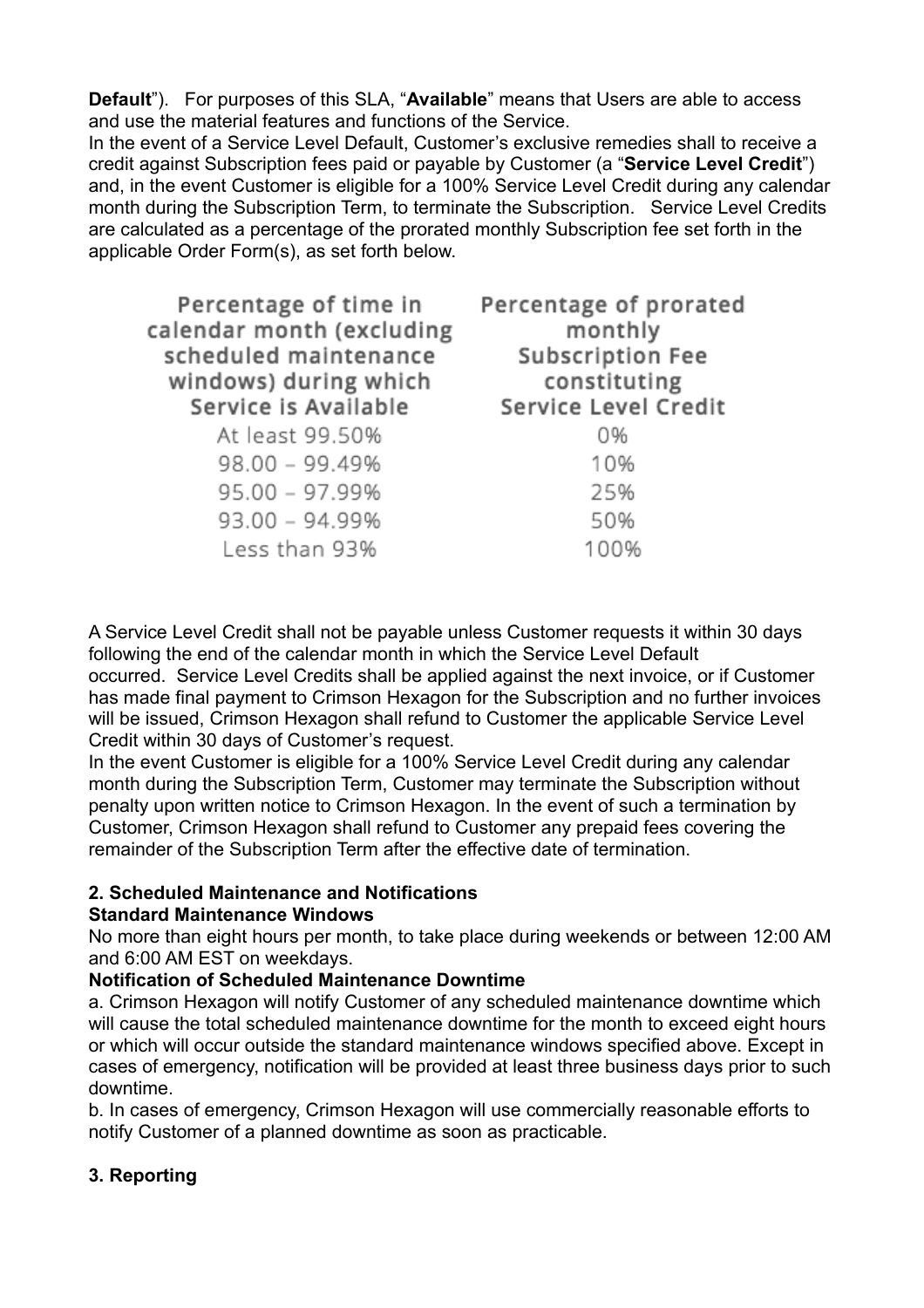**Default**"). For purposes of this SLA, "**Available**" means that Users are able to access and use the material features and functions of the Service.

In the event of a Service Level Default, Customer's exclusive remedies shall to receive a credit against Subscription fees paid or payable by Customer (a "**Service Level Credit**") and, in the event Customer is eligible for a 100% Service Level Credit during any calendar month during the Subscription Term, to terminate the Subscription. Service Level Credits are calculated as a percentage of the prorated monthly Subscription fee set forth in the applicable Order Form(s), as set forth below.

| Percentage of time in calendar month (excluding scheduled maintenance windows) during which Service is Available | Percentage of prorated monthly Subscription Fee constituting Service Level Credit |
|---|---|
| At least 99.50% | 0% |
| 98.00 – 99.49% | 10% |
| 95.00 – 97.99% | 25% |
| 93.00 – 94.99% | 50% |
| Less than 93% | 100% |

A Service Level Credit shall not be payable unless Customer requests it within 30 days following the end of the calendar month in which the Service Level Default occurred. Service Level Credits shall be applied against the next invoice, or if Customer has made final payment to Crimson Hexagon for the Subscription and no further invoices will be issued, Crimson Hexagon shall refund to Customer the applicable Service Level Credit within 30 days of Customer's request.

In the event Customer is eligible for a 100% Service Level Credit during any calendar month during the Subscription Term, Customer may terminate the Subscription without penalty upon written notice to Crimson Hexagon. In the event of such a termination by Customer, Crimson Hexagon shall refund to Customer any prepaid fees covering the remainder of the Subscription Term after the effective date of termination.

**2. Scheduled Maintenance and Notifications**

**Standard Maintenance Windows**

No more than eight hours per month, to take place during weekends or between 12:00 AM and 6:00 AM EST on weekdays.

**Notification of Scheduled Maintenance Downtime**

a. Crimson Hexagon will notify Customer of any scheduled maintenance downtime which will cause the total scheduled maintenance downtime for the month to exceed eight hours or which will occur outside the standard maintenance windows specified above. Except in cases of emergency, notification will be provided at least three business days prior to such downtime.

b. In cases of emergency, Crimson Hexagon will use commercially reasonable efforts to notify Customer of a planned downtime as soon as practicable.

**3. Reporting**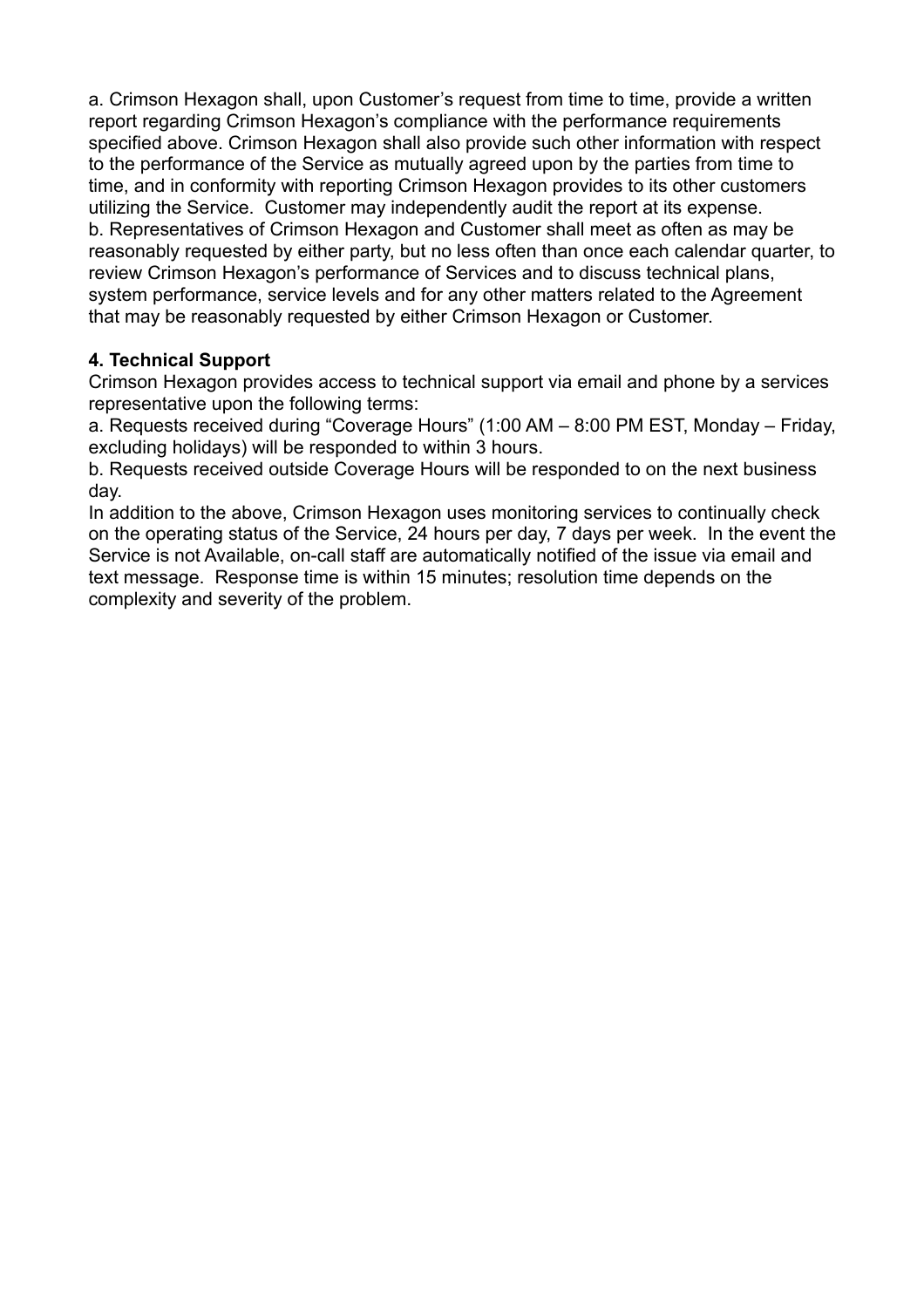a. Crimson Hexagon shall, upon Customer's request from time to time, provide a written report regarding Crimson Hexagon's compliance with the performance requirements specified above. Crimson Hexagon shall also provide such other information with respect to the performance of the Service as mutually agreed upon by the parties from time to time, and in conformity with reporting Crimson Hexagon provides to its other customers utilizing the Service. Customer may independently audit the report at its expense.

b. Representatives of Crimson Hexagon and Customer shall meet as often as may be reasonably requested by either party, but no less often than once each calendar quarter, to review Crimson Hexagon's performance of Services and to discuss technical plans, system performance, service levels and for any other matters related to the Agreement that may be reasonably requested by either Crimson Hexagon or Customer.

**4. Technical Support**

Crimson Hexagon provides access to technical support via email and phone by a services representative upon the following terms:

a. Requests received during "Coverage Hours" (1:00 AM – 8:00 PM EST, Monday – Friday, excluding holidays) will be responded to within 3 hours.

b. Requests received outside Coverage Hours will be responded to on the next business day.

In addition to the above, Crimson Hexagon uses monitoring services to continually check on the operating status of the Service, 24 hours per day, 7 days per week. In the event the Service is not Available, on-call staff are automatically notified of the issue via email and text message. Response time is within 15 minutes; resolution time depends on the complexity and severity of the problem.